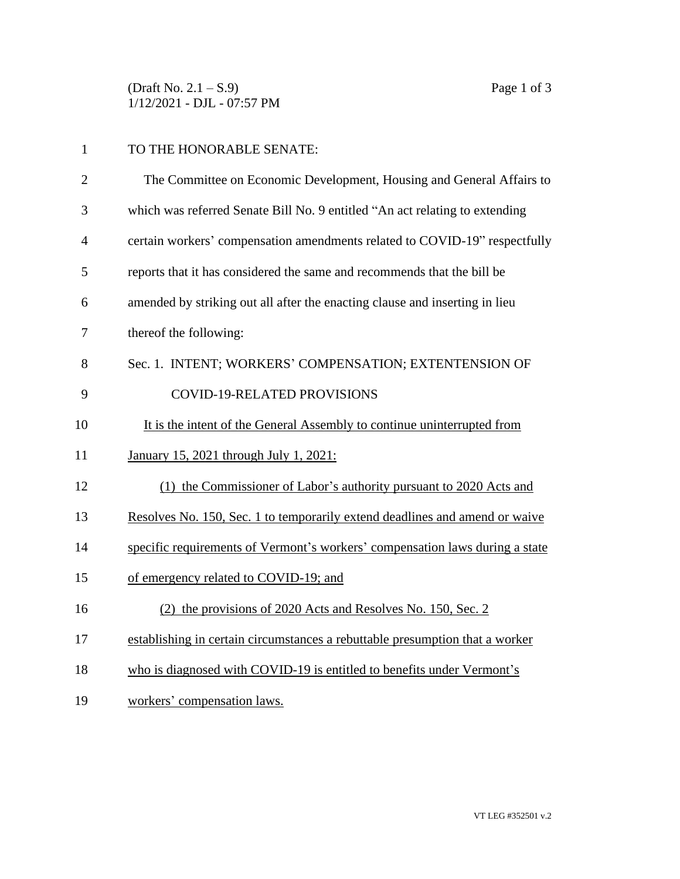(Draft No. 2.1 – S.9)
1/12/2021 - DJL - 07:57 PM

TO THE HONORABLE SENATE:

The Committee on Economic Development, Housing and General Affairs to which was referred Senate Bill No. 9 entitled "An act relating to extending certain workers' compensation amendments related to COVID-19" respectfully reports that it has considered the same and recommends that the bill be amended by striking out all after the enacting clause and inserting in lieu thereof the following:

Sec. 1. INTENT; WORKERS' COMPENSATION; EXTENTENSION OF COVID-19-RELATED PROVISIONS

<u>It is the intent of the General Assembly to continue uninterrupted from January 15, 2021 through July 1, 2021:</u>

<u>(1) the Commissioner of Labor's authority pursuant to 2020 Acts and Resolves No. 150, Sec. 1 to temporarily extend deadlines and amend or waive specific requirements of Vermont's workers' compensation laws during a state of emergency related to COVID-19; and</u>

<u>(2) the provisions of 2020 Acts and Resolves No. 150, Sec. 2 establishing in certain circumstances a rebuttable presumption that a worker who is diagnosed with COVID-19 is entitled to benefits under Vermont's workers' compensation laws.</u>

VT LEG #352501 v.2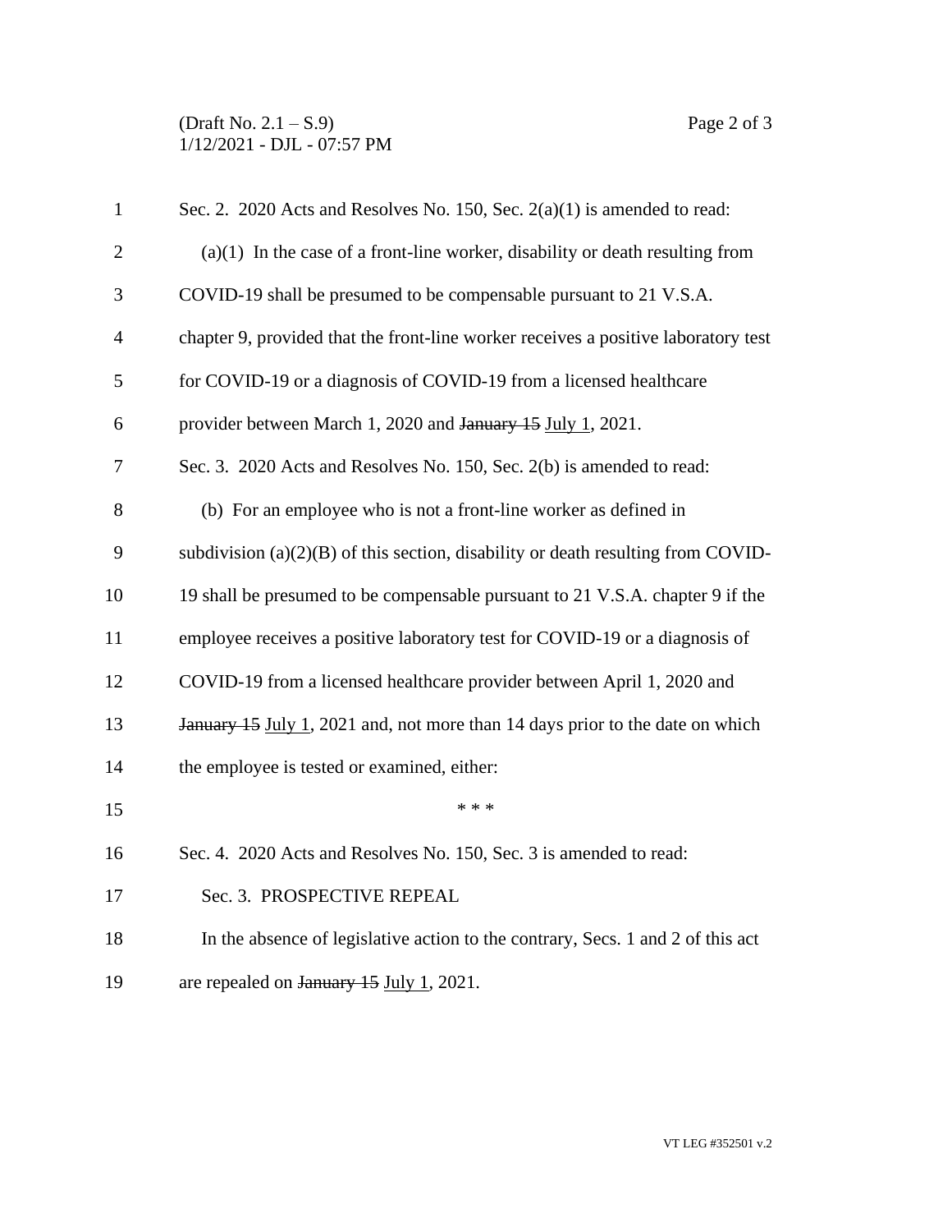Sec. 2. 2020 Acts and Resolves No. 150, Sec. 2(a)(1) is amended to read:

(a)(1) In the case of a front-line worker, disability or death resulting from COVID-19 shall be presumed to be compensable pursuant to 21 V.S.A. chapter 9, provided that the front-line worker receives a positive laboratory test for COVID-19 or a diagnosis of COVID-19 from a licensed healthcare provider between March 1, 2020 and ~~January 15~~ <u>July 1</u>, 2021.

Sec. 3. 2020 Acts and Resolves No. 150, Sec. 2(b) is amended to read:

(b) For an employee who is not a front-line worker as defined in subdivision (a)(2)(B) of this section, disability or death resulting from COVID-19 shall be presumed to be compensable pursuant to 21 V.S.A. chapter 9 if the employee receives a positive laboratory test for COVID-19 or a diagnosis of COVID-19 from a licensed healthcare provider between April 1, 2020 and ~~January 15~~ <u>July 1</u>, 2021 and, not more than 14 days prior to the date on which the employee is tested or examined, either:

\* \* \*

Sec. 4. 2020 Acts and Resolves No. 150, Sec. 3 is amended to read:

Sec. 3. PROSPECTIVE REPEAL

In the absence of legislative action to the contrary, Secs. 1 and 2 of this act are repealed on ~~January 15~~ <u>July 1</u>, 2021.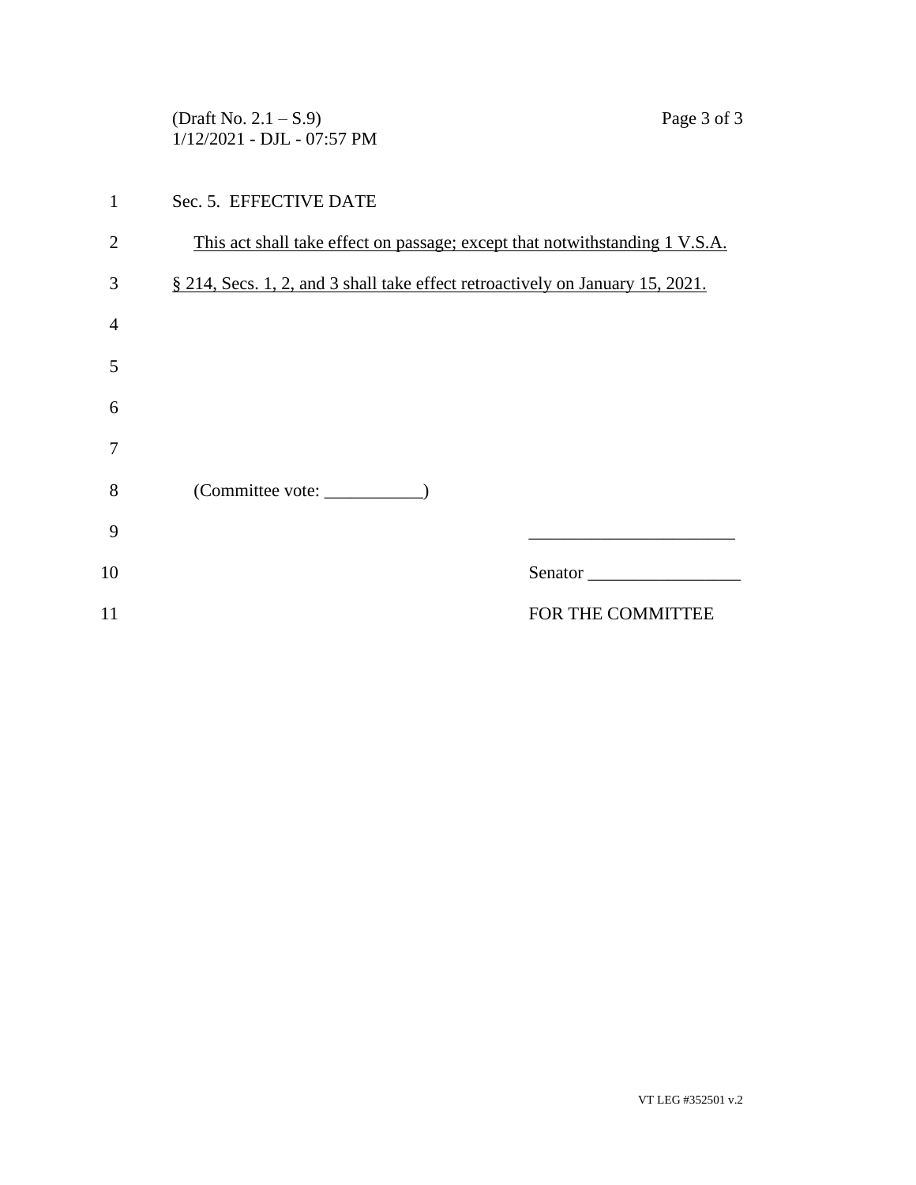Sec. 5. EFFECTIVE DATE

<u>This act shall take effect on passage; except that notwithstanding 1 V.S.A. § 214, Secs. 1, 2, and 3 shall take effect retroactively on January 15, 2021.</u>

(Committee vote: ___________)

_______________________

Senator _________________

FOR THE COMMITTEE